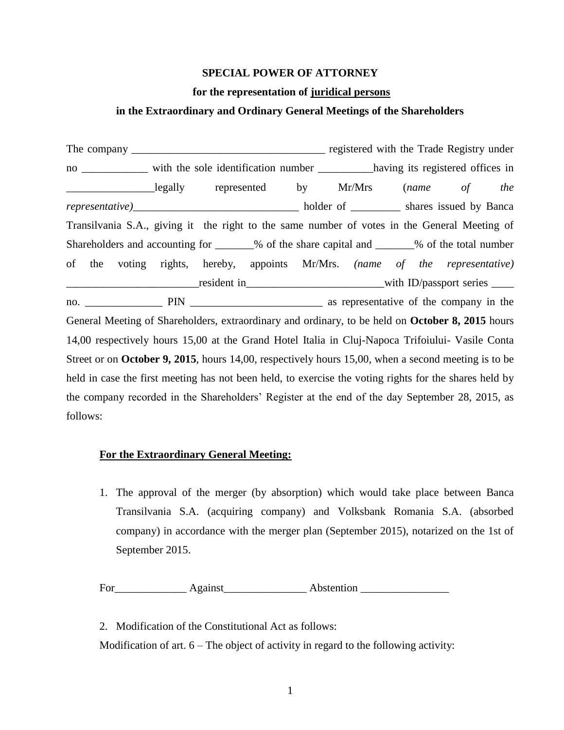**SPECIAL POWER OF ATTORNEY**

**for the representation of juridical persons**

**in the Extraordinary and Ordinary General Meetings of the Shareholders**

The company ___________________________________ registered with the Trade Registry under no ____________ with the sole identification number __________having its registered offices in ________________legally represented by Mr/Mrs (*name of the representative)*______________________________ holder of _________ shares issued by Banca Transilvania S.A., giving it the right to the same number of votes in the General Meeting of Shareholders and accounting for _______% of the share capital and _______% of the total number of the voting rights, hereby, appoints Mr/Mrs. *(name of the representative)* ________________________resident in________________________with ID/passport series ____ no. ______________ PIN ________________________ as representative of the company in the General Meeting of Shareholders, extraordinary and ordinary, to be held on **October 8, 2015** hours 14,00 respectively hours 15,00 at the Grand Hotel Italia in Cluj-Napoca Trifoiului- Vasile Conta Street or on **October 9, 2015**, hours 14,00, respectively hours 15,00, when a second meeting is to be held in case the first meeting has not been held, to exercise the voting rights for the shares held by the company recorded in the Shareholders' Register at the end of the day September 28, 2015, as follows:

**For the Extraordinary General Meeting:**

1. The approval of the merger (by absorption) which would take place between Banca Transilvania S.A. (acquiring company) and Volksbank Romania S.A. (absorbed company) in accordance with the merger plan (September 2015), notarized on the 1st of September 2015.

For_____________ Against_______________ Abstention ________________

2. Modification of the Constitutional Act as follows:

Modification of art. 6 – The object of activity in regard to the following activity: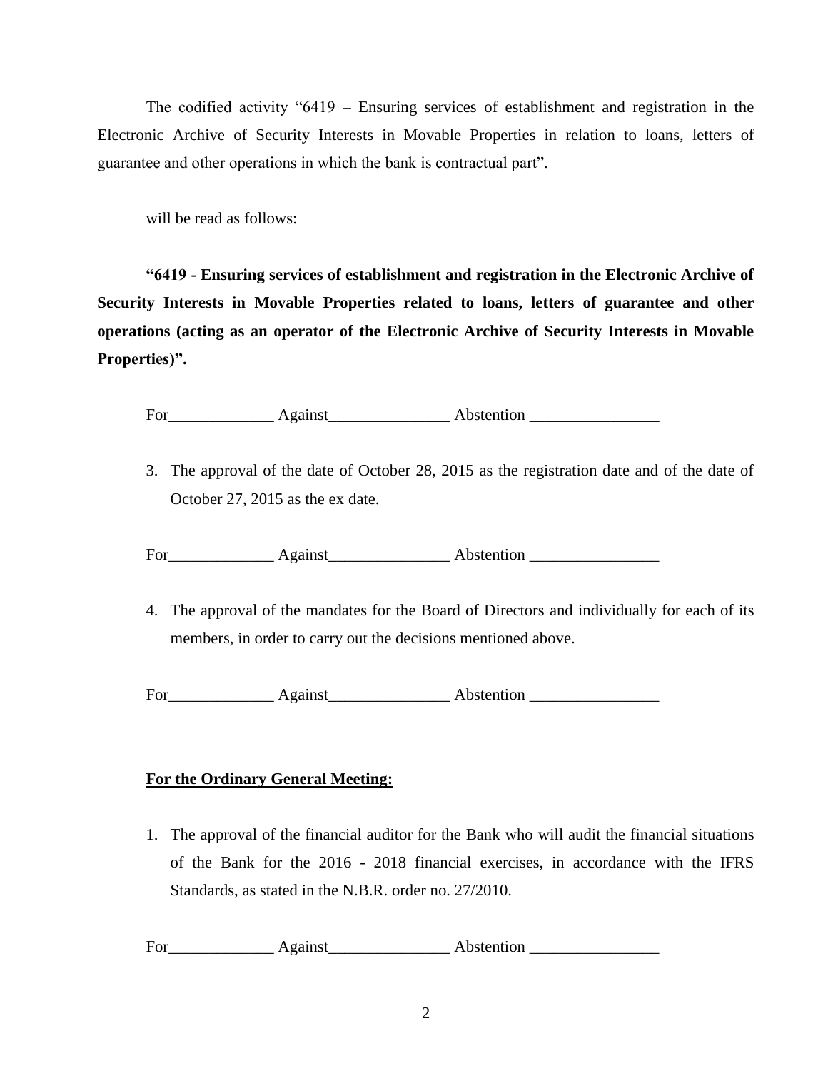The codified activity "6419 – Ensuring services of establishment and registration in the Electronic Archive of Security Interests in Movable Properties in relation to loans, letters of guarantee and other operations in which the bank is contractual part".

will be read as follows:

**"6419 - Ensuring services of establishment and registration in the Electronic Archive of Security Interests in Movable Properties related to loans, letters of guarantee and other operations (acting as an operator of the Electronic Archive of Security Interests in Movable Properties)".**

For_____________ Against_______________ Abstention ________________

3. The approval of the date of October 28, 2015 as the registration date and of the date of October 27, 2015 as the ex date.

For_____________ Against_______________ Abstention ________________

4. The approval of the mandates for the Board of Directors and individually for each of its members, in order to carry out the decisions mentioned above.

For_____________ Against_______________ Abstention ________________

**For the Ordinary General Meeting:**

1. The approval of the financial auditor for the Bank who will audit the financial situations of the Bank for the 2016 - 2018 financial exercises, in accordance with the IFRS Standards, as stated in the N.B.R. order no. 27/2010.

For_____________ Against_______________ Abstention ________________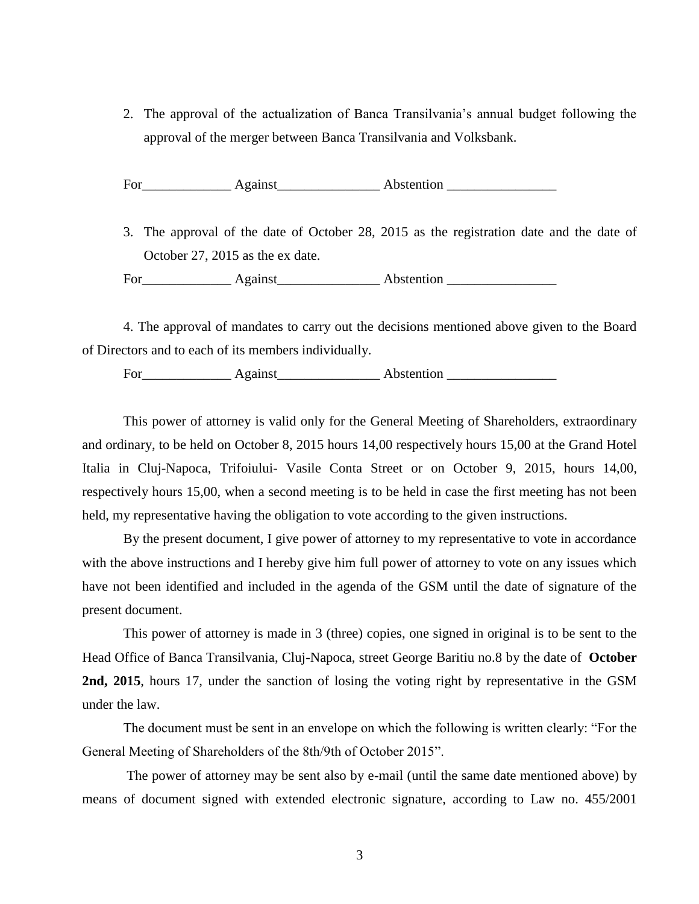2. The approval of the actualization of Banca Transilvania's annual budget following the approval of the merger between Banca Transilvania and Volksbank.

For_____________ Against_______________ Abstention ________________

3. The approval of the date of October 28, 2015 as the registration date and the date of October 27, 2015 as the ex date.

For_____________ Against_______________ Abstention ________________

4. The approval of mandates to carry out the decisions mentioned above given to the Board of Directors and to each of its members individually.

For_____________ Against_______________ Abstention ________________

This power of attorney is valid only for the General Meeting of Shareholders, extraordinary and ordinary, to be held on October 8, 2015 hours 14,00 respectively hours 15,00 at the Grand Hotel Italia in Cluj-Napoca, Trifoiului- Vasile Conta Street or on October 9, 2015, hours 14,00, respectively hours 15,00, when a second meeting is to be held in case the first meeting has not been held, my representative having the obligation to vote according to the given instructions.

By the present document, I give power of attorney to my representative to vote in accordance with the above instructions and I hereby give him full power of attorney to vote on any issues which have not been identified and included in the agenda of the GSM until the date of signature of the present document.

This power of attorney is made in 3 (three) copies, one signed in original is to be sent to the Head Office of Banca Transilvania, Cluj-Napoca, street George Baritiu no.8 by the date of **October 2nd, 2015**, hours 17, under the sanction of losing the voting right by representative in the GSM under the law.

The document must be sent in an envelope on which the following is written clearly: "For the General Meeting of Shareholders of the 8th/9th of October 2015".

The power of attorney may be sent also by e-mail (until the same date mentioned above) by means of document signed with extended electronic signature, according to Law no. 455/2001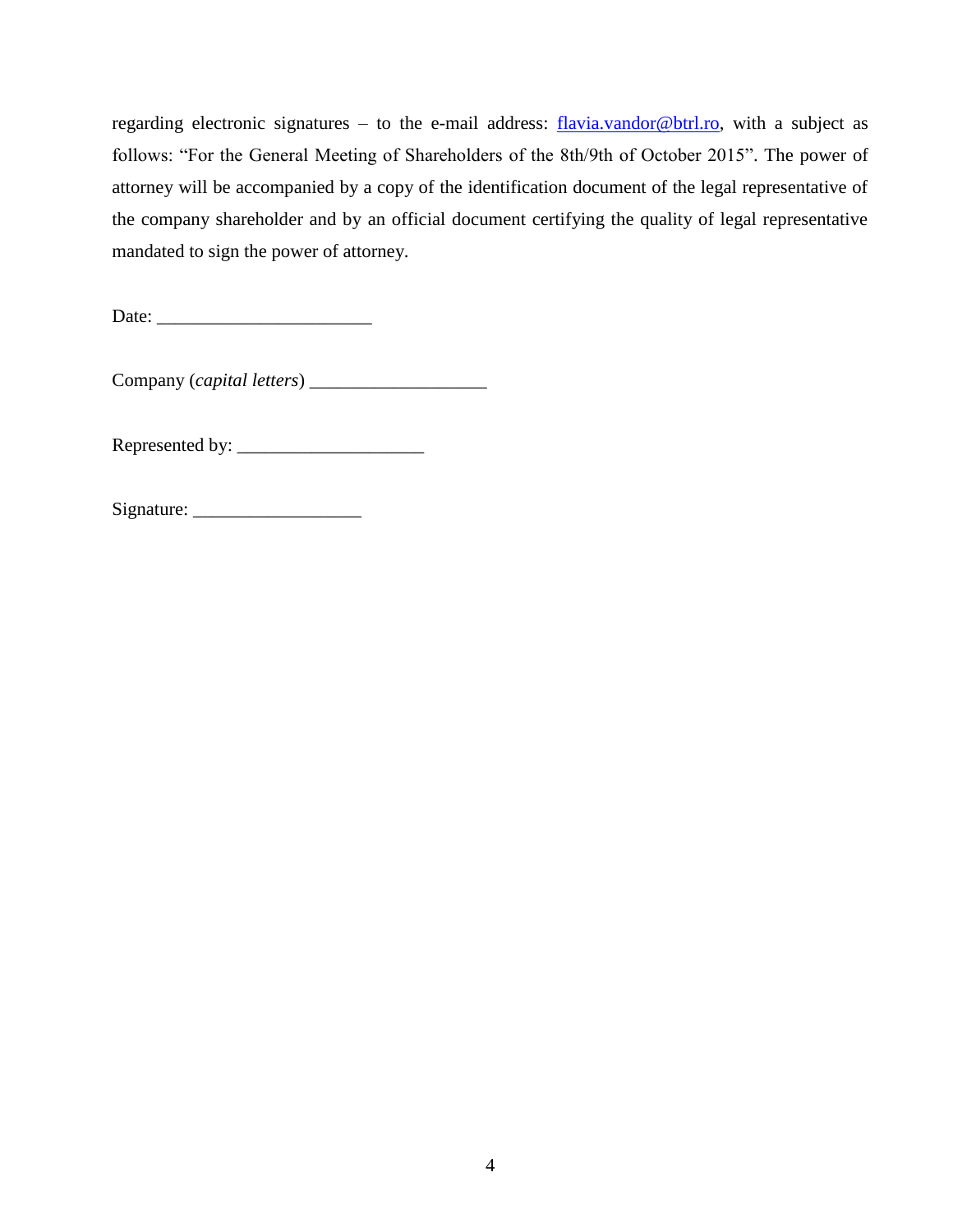regarding electronic signatures – to the e-mail address: [flavia.vandor@btrl.ro](mailto:flavia.vandor@btrl.ro), with a subject as follows: "For the General Meeting of Shareholders of the 8th/9th of October 2015". The power of attorney will be accompanied by a copy of the identification document of the legal representative of the company shareholder and by an official document certifying the quality of legal representative mandated to sign the power of attorney.

Date: _______________________

Company (*capital letters*) ___________________

Represented by: ____________________

Signature: __________________